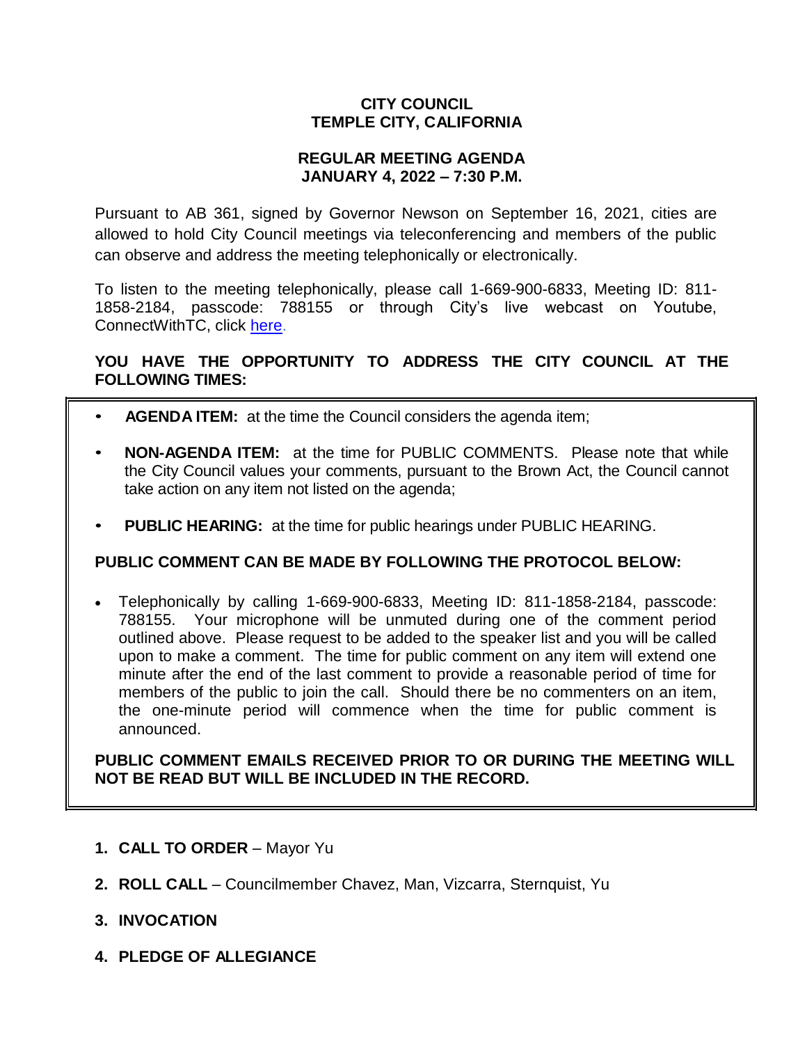# CITY COUNCIL
# TEMPLE CITY, CALIFORNIA

## REGULAR MEETING AGENDA
## JANUARY 4, 2022 – 7:30 P.M.

Pursuant to AB 361, signed by Governor Newson on September 16, 2021, cities are allowed to hold City Council meetings via teleconferencing and members of the public can observe and address the meeting telephonically or electronically.

To listen to the meeting telephonically, please call 1-669-900-6833, Meeting ID: 811-1858-2184, passcode: 788155 or through City's live webcast on Youtube, ConnectWithTC, click here.

**YOU HAVE THE OPPORTUNITY TO ADDRESS THE CITY COUNCIL AT THE FOLLOWING TIMES:**

- **AGENDA ITEM:** at the time the Council considers the agenda item;
- **NON-AGENDA ITEM:** at the time for PUBLIC COMMENTS. Please note that while the City Council values your comments, pursuant to the Brown Act, the Council cannot take action on any item not listed on the agenda;
- **PUBLIC HEARING:** at the time for public hearings under PUBLIC HEARING.

**PUBLIC COMMENT CAN BE MADE BY FOLLOWING THE PROTOCOL BELOW:**

- Telephonically by calling 1-669-900-6833, Meeting ID: 811-1858-2184, passcode: 788155. Your microphone will be unmuted during one of the comment period outlined above. Please request to be added to the speaker list and you will be called upon to make a comment. The time for public comment on any item will extend one minute after the end of the last comment to provide a reasonable period of time for members of the public to join the call. Should there be no commenters on an item, the one-minute period will commence when the time for public comment is announced.

**PUBLIC COMMENT EMAILS RECEIVED PRIOR TO OR DURING THE MEETING WILL NOT BE READ BUT WILL BE INCLUDED IN THE RECORD.**

1. **CALL TO ORDER** – Mayor Yu
2. **ROLL CALL** – Councilmember Chavez, Man, Vizcarra, Sternquist, Yu
3. **INVOCATION**
4. **PLEDGE OF ALLEGIANCE**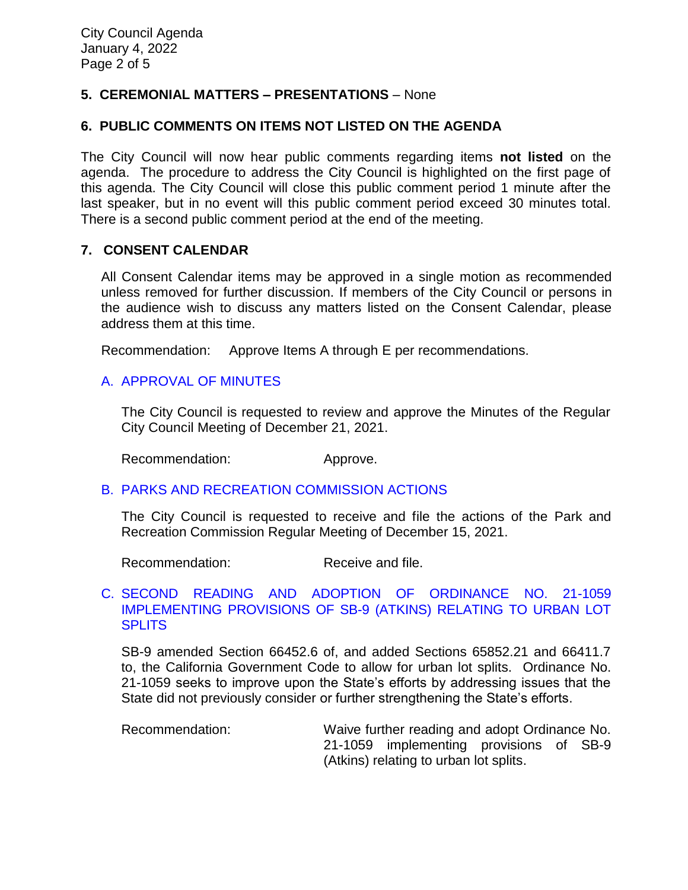## 5. CEREMONIAL MATTERS – PRESENTATIONS – None

## 6. PUBLIC COMMENTS ON ITEMS NOT LISTED ON THE AGENDA

The City Council will now hear public comments regarding items **not listed** on the agenda. The procedure to address the City Council is highlighted on the first page of this agenda. The City Council will close this public comment period 1 minute after the last speaker, but in no event will this public comment period exceed 30 minutes total. There is a second public comment period at the end of the meeting.

## 7. CONSENT CALENDAR

All Consent Calendar items may be approved in a single motion as recommended unless removed for further discussion. If members of the City Council or persons in the audience wish to discuss any matters listed on the Consent Calendar, please address them at this time.

Recommendation: Approve Items A through E per recommendations.

### A. APPROVAL OF MINUTES

The City Council is requested to review and approve the Minutes of the Regular City Council Meeting of December 21, 2021.

Recommendation: Approve.

### B. PARKS AND RECREATION COMMISSION ACTIONS

The City Council is requested to receive and file the actions of the Park and Recreation Commission Regular Meeting of December 15, 2021.

Recommendation: Receive and file.

### C. SECOND READING AND ADOPTION OF ORDINANCE NO. 21-1059 IMPLEMENTING PROVISIONS OF SB-9 (ATKINS) RELATING TO URBAN LOT SPLITS

SB-9 amended Section 66452.6 of, and added Sections 65852.21 and 66411.7 to, the California Government Code to allow for urban lot splits. Ordinance No. 21-1059 seeks to improve upon the State's efforts by addressing issues that the State did not previously consider or further strengthening the State's efforts.

Recommendation: Waive further reading and adopt Ordinance No. 21-1059 implementing provisions of SB-9 (Atkins) relating to urban lot splits.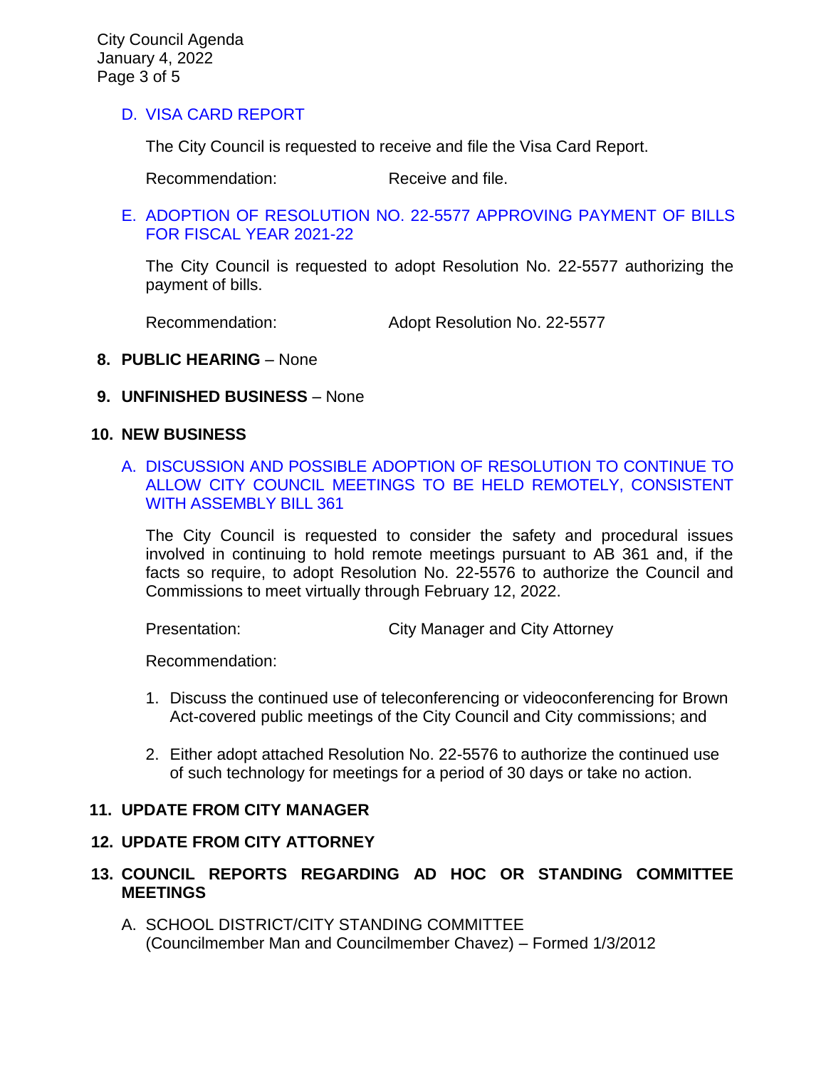D. VISA CARD REPORT

The City Council is requested to receive and file the Visa Card Report.

Recommendation: Receive and file.

E. ADOPTION OF RESOLUTION NO. 22-5577 APPROVING PAYMENT OF BILLS FOR FISCAL YEAR 2021-22

The City Council is requested to adopt Resolution No. 22-5577 authorizing the payment of bills.

Recommendation: Adopt Resolution No. 22-5577

**8. PUBLIC HEARING** – None

**9. UNFINISHED BUSINESS** – None

**10. NEW BUSINESS**

A. DISCUSSION AND POSSIBLE ADOPTION OF RESOLUTION TO CONTINUE TO ALLOW CITY COUNCIL MEETINGS TO BE HELD REMOTELY, CONSISTENT WITH ASSEMBLY BILL 361

The City Council is requested to consider the safety and procedural issues involved in continuing to hold remote meetings pursuant to AB 361 and, if the facts so require, to adopt Resolution No. 22-5576 to authorize the Council and Commissions to meet virtually through February 12, 2022.

Presentation: City Manager and City Attorney

Recommendation:

1. Discuss the continued use of teleconferencing or videoconferencing for Brown Act-covered public meetings of the City Council and City commissions; and
2. Either adopt attached Resolution No. 22-5576 to authorize the continued use of such technology for meetings for a period of 30 days or take no action.

**11. UPDATE FROM CITY MANAGER**

**12. UPDATE FROM CITY ATTORNEY**

**13. COUNCIL REPORTS REGARDING AD HOC OR STANDING COMMITTEE MEETINGS**

A. SCHOOL DISTRICT/CITY STANDING COMMITTEE
(Councilmember Man and Councilmember Chavez) – Formed 1/3/2012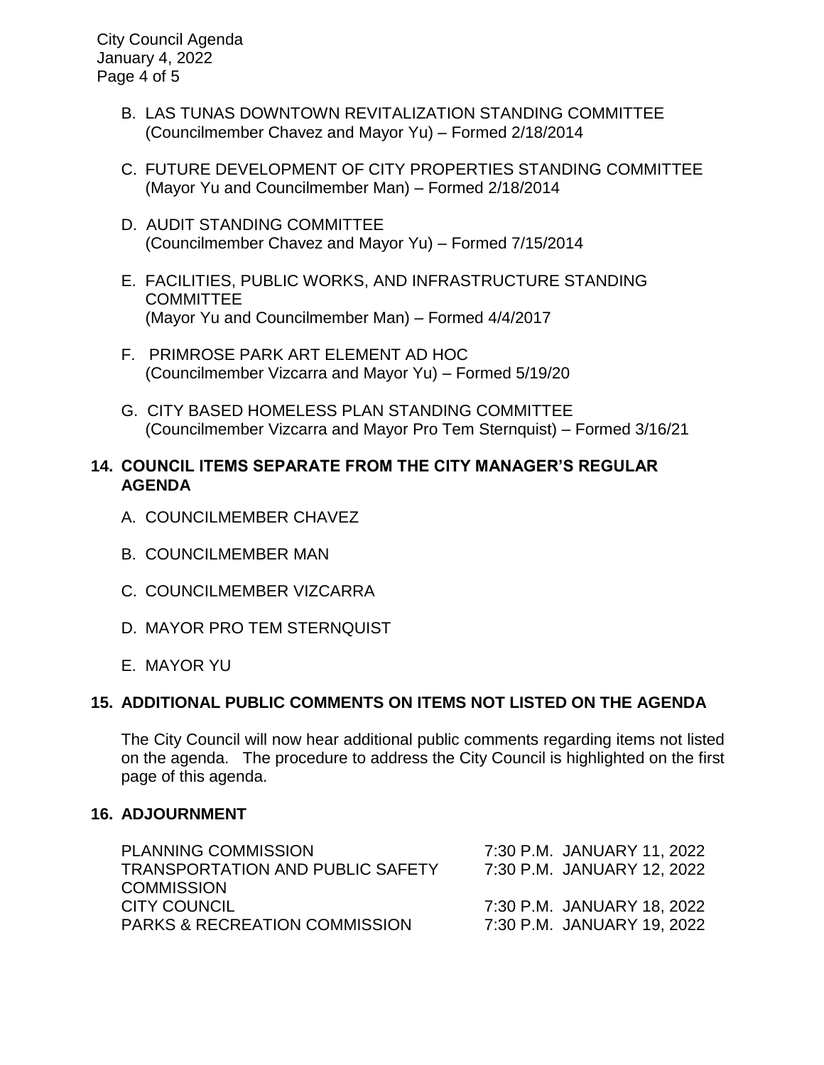B. LAS TUNAS DOWNTOWN REVITALIZATION STANDING COMMITTEE (Councilmember Chavez and Mayor Yu) – Formed 2/18/2014

C. FUTURE DEVELOPMENT OF CITY PROPERTIES STANDING COMMITTEE (Mayor Yu and Councilmember Man) – Formed 2/18/2014

D. AUDIT STANDING COMMITTEE (Councilmember Chavez and Mayor Yu) – Formed 7/15/2014

E. FACILITIES, PUBLIC WORKS, AND INFRASTRUCTURE STANDING COMMITTEE (Mayor Yu and Councilmember Man) – Formed 4/4/2017

F. PRIMROSE PARK ART ELEMENT AD HOC (Councilmember Vizcarra and Mayor Yu) – Formed 5/19/20

G. CITY BASED HOMELESS PLAN STANDING COMMITTEE (Councilmember Vizcarra and Mayor Pro Tem Sternquist) – Formed 3/16/21

## 14. COUNCIL ITEMS SEPARATE FROM THE CITY MANAGER'S REGULAR AGENDA

A. COUNCILMEMBER CHAVEZ

B. COUNCILMEMBER MAN

C. COUNCILMEMBER VIZCARRA

D. MAYOR PRO TEM STERNQUIST

E. MAYOR YU

## 15. ADDITIONAL PUBLIC COMMENTS ON ITEMS NOT LISTED ON THE AGENDA

The City Council will now hear additional public comments regarding items not listed on the agenda. The procedure to address the City Council is highlighted on the first page of this agenda.

## 16. ADJOURNMENT

| | |
|---|---|
| PLANNING COMMISSION | 7:30 P.M. JANUARY 11, 2022 |
| TRANSPORTATION AND PUBLIC SAFETY COMMISSION | 7:30 P.M. JANUARY 12, 2022 |
| CITY COUNCIL | 7:30 P.M. JANUARY 18, 2022 |
| PARKS & RECREATION COMMISSION | 7:30 P.M. JANUARY 19, 2022 |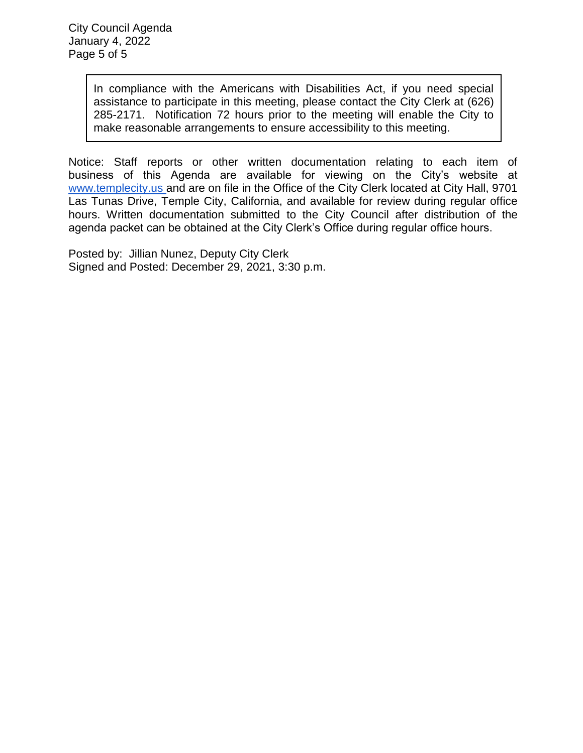In compliance with the Americans with Disabilities Act, if you need special assistance to participate in this meeting, please contact the City Clerk at (626) 285-2171. Notification 72 hours prior to the meeting will enable the City to make reasonable arrangements to ensure accessibility to this meeting.

Notice: Staff reports or other written documentation relating to each item of business of this Agenda are available for viewing on the City's website at www.templecity.us and are on file in the Office of the City Clerk located at City Hall, 9701 Las Tunas Drive, Temple City, California, and available for review during regular office hours. Written documentation submitted to the City Council after distribution of the agenda packet can be obtained at the City Clerk's Office during regular office hours.

Posted by: Jillian Nunez, Deputy City Clerk
Signed and Posted: December 29, 2021, 3:30 p.m.